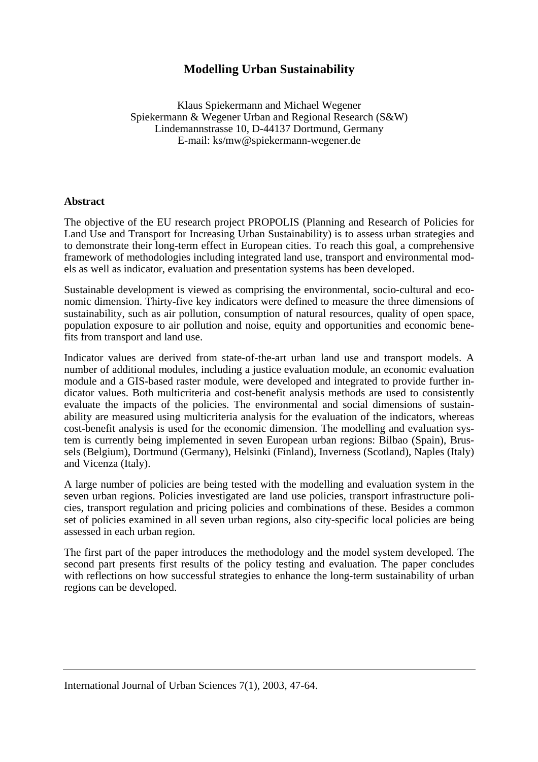# Modelling Urban Sustainability

Klaus Spiekermann and Michael Wegener
Spiekermann & Wegener Urban and Regional Research (S&W)
Lindemannstrasse 10, D-44137 Dortmund, Germany
E-mail: ks/mw@spiekermann-wegener.de

## Abstract

The objective of the EU research project PROPOLIS (Planning and Research of Policies for Land Use and Transport for Increasing Urban Sustainability) is to assess urban strategies and to demonstrate their long-term effect in European cities. To reach this goal, a comprehensive framework of methodologies including integrated land use, transport and environmental models as well as indicator, evaluation and presentation systems has been developed.

Sustainable development is viewed as comprising the environmental, socio-cultural and economic dimension. Thirty-five key indicators were defined to measure the three dimensions of sustainability, such as air pollution, consumption of natural resources, quality of open space, population exposure to air pollution and noise, equity and opportunities and economic benefits from transport and land use.

Indicator values are derived from state-of-the-art urban land use and transport models. A number of additional modules, including a justice evaluation module, an economic evaluation module and a GIS-based raster module, were developed and integrated to provide further indicator values. Both multicriteria and cost-benefit analysis methods are used to consistently evaluate the impacts of the policies. The environmental and social dimensions of sustainability are measured using multicriteria analysis for the evaluation of the indicators, whereas cost-benefit analysis is used for the economic dimension. The modelling and evaluation system is currently being implemented in seven European urban regions: Bilbao (Spain), Brussels (Belgium), Dortmund (Germany), Helsinki (Finland), Inverness (Scotland), Naples (Italy) and Vicenza (Italy).

A large number of policies are being tested with the modelling and evaluation system in the seven urban regions. Policies investigated are land use policies, transport infrastructure policies, transport regulation and pricing policies and combinations of these. Besides a common set of policies examined in all seven urban regions, also city-specific local policies are being assessed in each urban region.

The first part of the paper introduces the methodology and the model system developed. The second part presents first results of the policy testing and evaluation. The paper concludes with reflections on how successful strategies to enhance the long-term sustainability of urban regions can be developed.

---

International Journal of Urban Sciences 7(1), 2003, 47-64.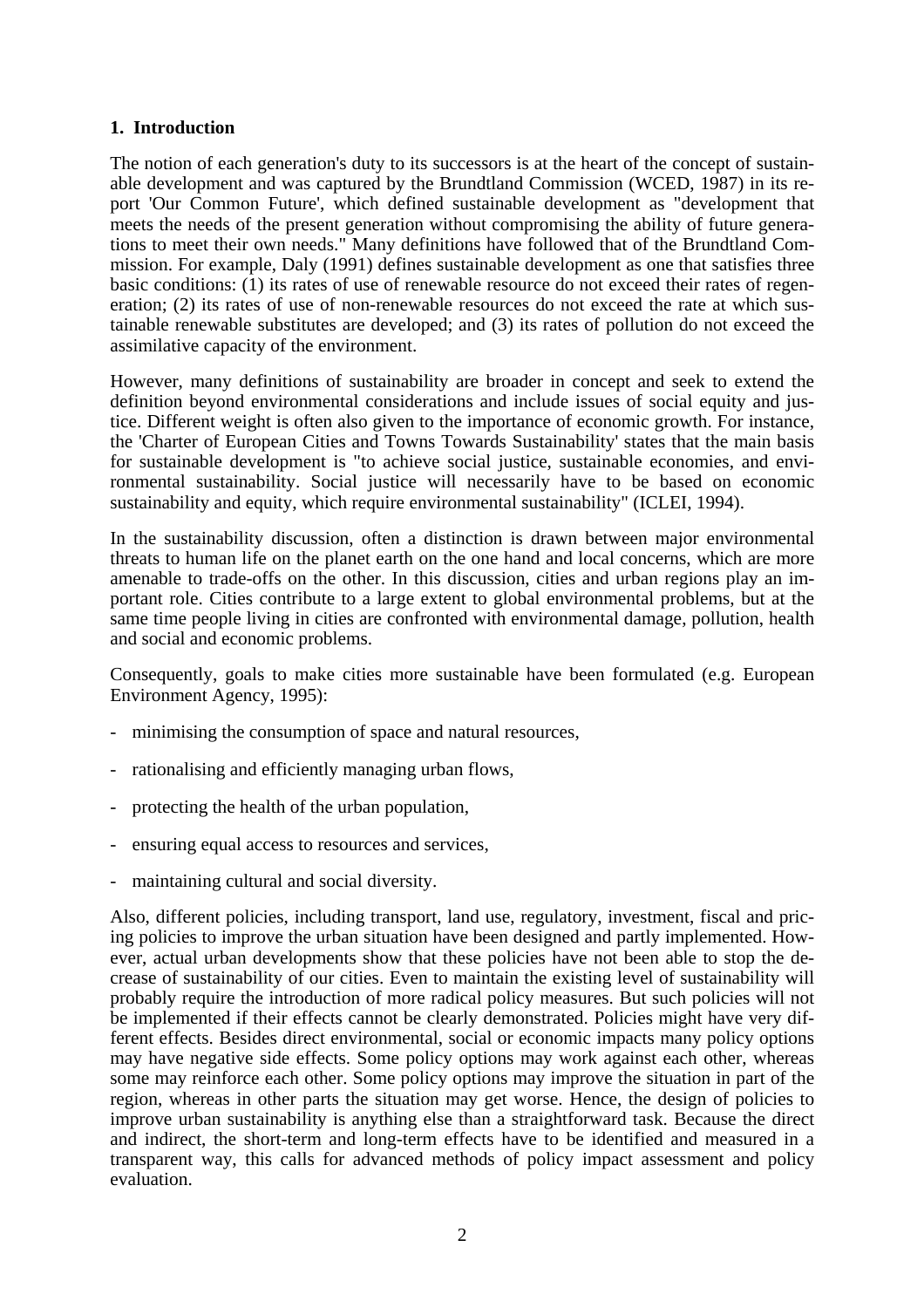## 1. Introduction

The notion of each generation's duty to its successors is at the heart of the concept of sustainable development and was captured by the Brundtland Commission (WCED, 1987) in its report 'Our Common Future', which defined sustainable development as "development that meets the needs of the present generation without compromising the ability of future generations to meet their own needs." Many definitions have followed that of the Brundtland Commission. For example, Daly (1991) defines sustainable development as one that satisfies three basic conditions: (1) its rates of use of renewable resource do not exceed their rates of regeneration; (2) its rates of use of non-renewable resources do not exceed the rate at which sustainable renewable substitutes are developed; and (3) its rates of pollution do not exceed the assimilative capacity of the environment.

However, many definitions of sustainability are broader in concept and seek to extend the definition beyond environmental considerations and include issues of social equity and justice. Different weight is often also given to the importance of economic growth. For instance, the 'Charter of European Cities and Towns Towards Sustainability' states that the main basis for sustainable development is "to achieve social justice, sustainable economies, and environmental sustainability. Social justice will necessarily have to be based on economic sustainability and equity, which require environmental sustainability" (ICLEI, 1994).

In the sustainability discussion, often a distinction is drawn between major environmental threats to human life on the planet earth on the one hand and local concerns, which are more amenable to trade-offs on the other. In this discussion, cities and urban regions play an important role. Cities contribute to a large extent to global environmental problems, but at the same time people living in cities are confronted with environmental damage, pollution, health and social and economic problems.

Consequently, goals to make cities more sustainable have been formulated (e.g. European Environment Agency, 1995):

- minimising the consumption of space and natural resources,
- rationalising and efficiently managing urban flows,
- protecting the health of the urban population,
- ensuring equal access to resources and services,
- maintaining cultural and social diversity.

Also, different policies, including transport, land use, regulatory, investment, fiscal and pricing policies to improve the urban situation have been designed and partly implemented. However, actual urban developments show that these policies have not been able to stop the decrease of sustainability of our cities. Even to maintain the existing level of sustainability will probably require the introduction of more radical policy measures. But such policies will not be implemented if their effects cannot be clearly demonstrated. Policies might have very different effects. Besides direct environmental, social or economic impacts many policy options may have negative side effects. Some policy options may work against each other, whereas some may reinforce each other. Some policy options may improve the situation in part of the region, whereas in other parts the situation may get worse. Hence, the design of policies to improve urban sustainability is anything else than a straightforward task. Because the direct and indirect, the short-term and long-term effects have to be identified and measured in a transparent way, this calls for advanced methods of policy impact assessment and policy evaluation.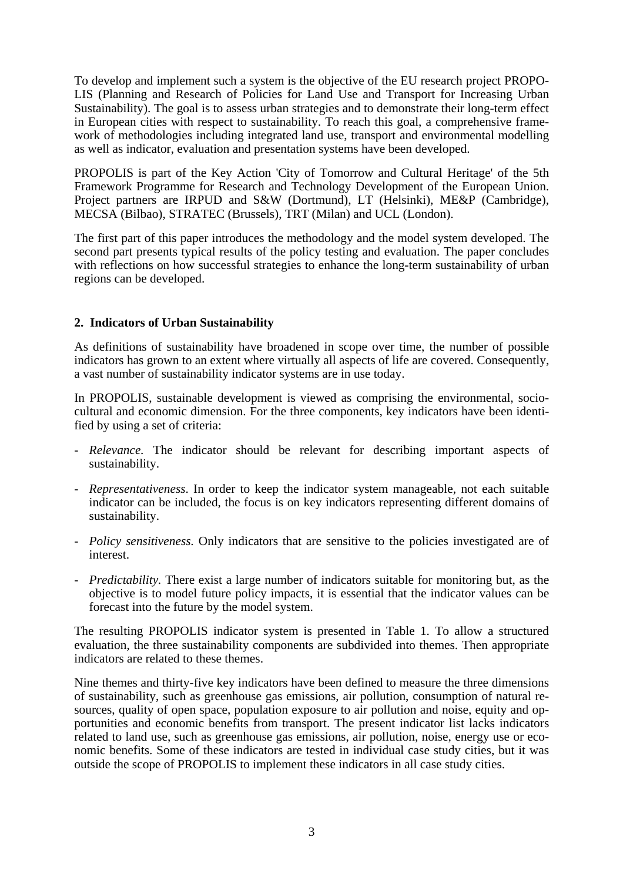To develop and implement such a system is the objective of the EU research project PROPOLIS (Planning and Research of Policies for Land Use and Transport for Increasing Urban Sustainability). The goal is to assess urban strategies and to demonstrate their long-term effect in European cities with respect to sustainability. To reach this goal, a comprehensive framework of methodologies including integrated land use, transport and environmental modelling as well as indicator, evaluation and presentation systems have been developed.

PROPOLIS is part of the Key Action 'City of Tomorrow and Cultural Heritage' of the 5th Framework Programme for Research and Technology Development of the European Union. Project partners are IRPUD and S&W (Dortmund), LT (Helsinki), ME&P (Cambridge), MECSA (Bilbao), STRATEC (Brussels), TRT (Milan) and UCL (London).

The first part of this paper introduces the methodology and the model system developed. The second part presents typical results of the policy testing and evaluation. The paper concludes with reflections on how successful strategies to enhance the long-term sustainability of urban regions can be developed.

## 2. Indicators of Urban Sustainability

As definitions of sustainability have broadened in scope over time, the number of possible indicators has grown to an extent where virtually all aspects of life are covered. Consequently, a vast number of sustainability indicator systems are in use today.

In PROPOLIS, sustainable development is viewed as comprising the environmental, socio-cultural and economic dimension. For the three components, key indicators have been identified by using a set of criteria:

- *Relevance.* The indicator should be relevant for describing important aspects of sustainability.
- *Representativeness.* In order to keep the indicator system manageable, not each suitable indicator can be included, the focus is on key indicators representing different domains of sustainability.
- *Policy sensitiveness.* Only indicators that are sensitive to the policies investigated are of interest.
- *Predictability.* There exist a large number of indicators suitable for monitoring but, as the objective is to model future policy impacts, it is essential that the indicator values can be forecast into the future by the model system.

The resulting PROPOLIS indicator system is presented in Table 1. To allow a structured evaluation, the three sustainability components are subdivided into themes. Then appropriate indicators are related to these themes.

Nine themes and thirty-five key indicators have been defined to measure the three dimensions of sustainability, such as greenhouse gas emissions, air pollution, consumption of natural resources, quality of open space, population exposure to air pollution and noise, equity and opportunities and economic benefits from transport. The present indicator list lacks indicators related to land use, such as greenhouse gas emissions, air pollution, noise, energy use or economic benefits. Some of these indicators are tested in individual case study cities, but it was outside the scope of PROPOLIS to implement these indicators in all case study cities.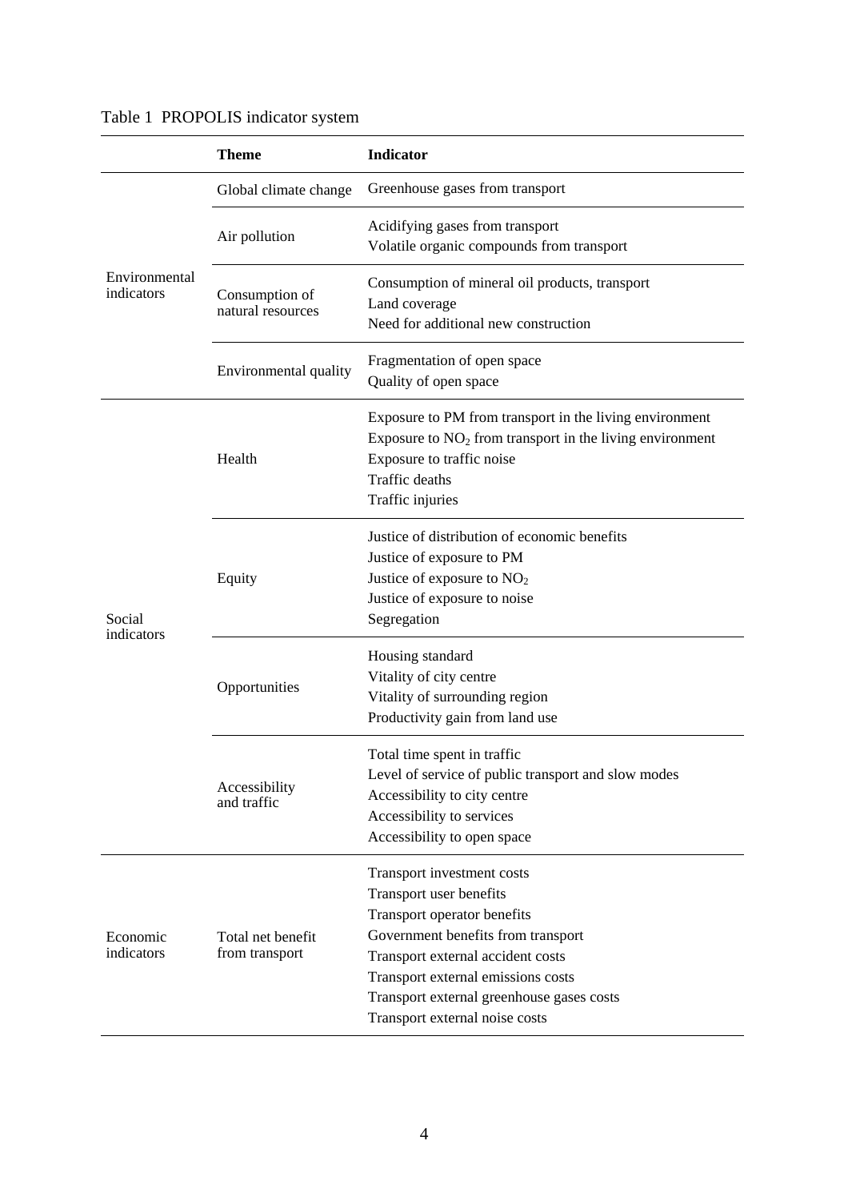Table 1 PROPOLIS indicator system

| | Theme | Indicator |
|---|---|---|
| Environmental indicators | Global climate change | Greenhouse gases from transport |
| | Air pollution | Acidifying gases from transport<br>Volatile organic compounds from transport |
| | Consumption of natural resources | Consumption of mineral oil products, transport<br>Land coverage<br>Need for additional new construction |
| | Environmental quality | Fragmentation of open space<br>Quality of open space |
| Social indicators | Health | Exposure to PM from transport in the living environment<br>Exposure to $NO_2$ from transport in the living environment<br>Exposure to traffic noise<br>Traffic deaths<br>Traffic injuries |
| | Equity | Justice of distribution of economic benefits<br>Justice of exposure to PM<br>Justice of exposure to $NO_2$<br>Justice of exposure to noise<br>Segregation |
| | Opportunities | Housing standard<br>Vitality of city centre<br>Vitality of surrounding region<br>Productivity gain from land use |
| | Accessibility and traffic | Total time spent in traffic<br>Level of service of public transport and slow modes<br>Accessibility to city centre<br>Accessibility to services<br>Accessibility to open space |
| Economic indicators | Total net benefit from transport | Transport investment costs<br>Transport user benefits<br>Transport operator benefits<br>Government benefits from transport<br>Transport external accident costs<br>Transport external emissions costs<br>Transport external greenhouse gases costs<br>Transport external noise costs |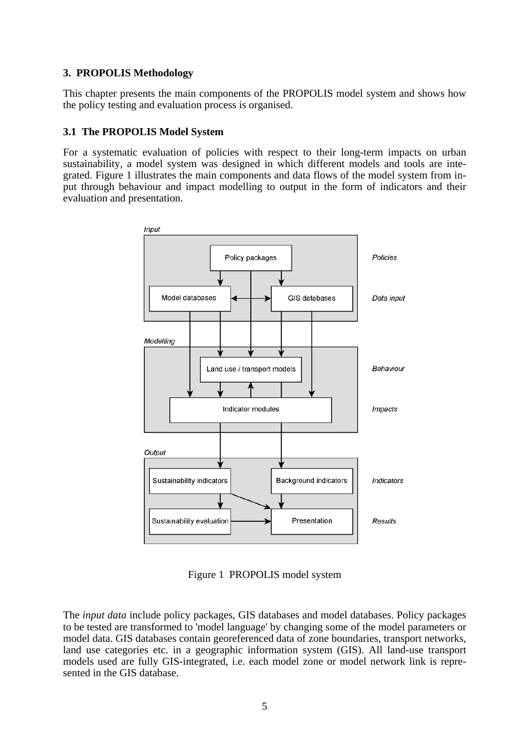## 3. PROPOLIS Methodology

This chapter presents the main components of the PROPOLIS model system and shows how the policy testing and evaluation process is organised.

### 3.1 The PROPOLIS Model System

For a systematic evaluation of policies with respect to their long-term impacts on urban sustainability, a model system was designed in which different models and tools are integrated. Figure 1 illustrates the main components and data flows of the model system from input through behaviour and impact modelling to output in the form of indicators and their evaluation and presentation.

Figure 1 PROPOLIS model system

The *input data* include policy packages, GIS databases and model databases. Policy packages to be tested are transformed to 'model language' by changing some of the model parameters or model data. GIS databases contain georeferenced data of zone boundaries, transport networks, land use categories etc. in a geographic information system (GIS). All land-use transport models used are fully GIS-integrated, i.e. each model zone or model network link is represented in the GIS database.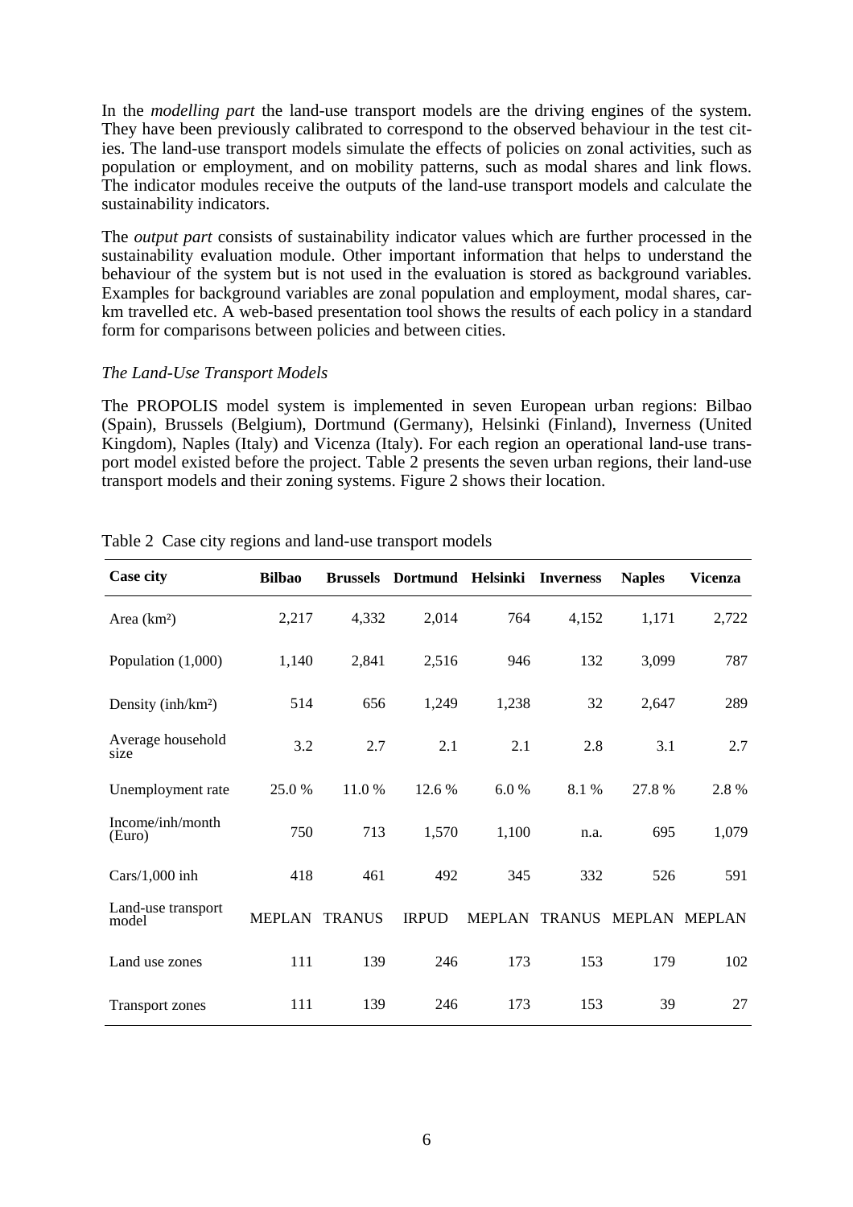In the *modelling part* the land-use transport models are the driving engines of the system. They have been previously calibrated to correspond to the observed behaviour in the test cities. The land-use transport models simulate the effects of policies on zonal activities, such as population or employment, and on mobility patterns, such as modal shares and link flows. The indicator modules receive the outputs of the land-use transport models and calculate the sustainability indicators.

The *output part* consists of sustainability indicator values which are further processed in the sustainability evaluation module. Other important information that helps to understand the behaviour of the system but is not used in the evaluation is stored as background variables. Examples for background variables are zonal population and employment, modal shares, car-km travelled etc. A web-based presentation tool shows the results of each policy in a standard form for comparisons between policies and between cities.

*The Land-Use Transport Models*

The PROPOLIS model system is implemented in seven European urban regions: Bilbao (Spain), Brussels (Belgium), Dortmund (Germany), Helsinki (Finland), Inverness (United Kingdom), Naples (Italy) and Vicenza (Italy). For each region an operational land-use transport model existed before the project. Table 2 presents the seven urban regions, their land-use transport models and their zoning systems. Figure 2 shows their location.

Table 2 Case city regions and land-use transport models

| Case city | Bilbao | Brussels | Dortmund | Helsinki | Inverness | Naples | Vicenza |
|---|---|---|---|---|---|---|---|
| Area (km²) | 2,217 | 4,332 | 2,014 | 764 | 4,152 | 1,171 | 2,722 |
| Population (1,000) | 1,140 | 2,841 | 2,516 | 946 | 132 | 3,099 | 787 |
| Density (inh/km²) | 514 | 656 | 1,249 | 1,238 | 32 | 2,647 | 289 |
| Average household size | 3.2 | 2.7 | 2.1 | 2.1 | 2.8 | 3.1 | 2.7 |
| Unemployment rate | 25.0 % | 11.0 % | 12.6 % | 6.0 % | 8.1 % | 27.8 % | 2.8 % |
| Income/inh/month (Euro) | 750 | 713 | 1,570 | 1,100 | n.a. | 695 | 1,079 |
| Cars/1,000 inh | 418 | 461 | 492 | 345 | 332 | 526 | 591 |
| Land-use transport model | MEPLAN | TRANUS | IRPUD | MEPLAN | TRANUS | MEPLAN | MEPLAN |
| Land use zones | 111 | 139 | 246 | 173 | 153 | 179 | 102 |
| Transport zones | 111 | 139 | 246 | 173 | 153 | 39 | 27 |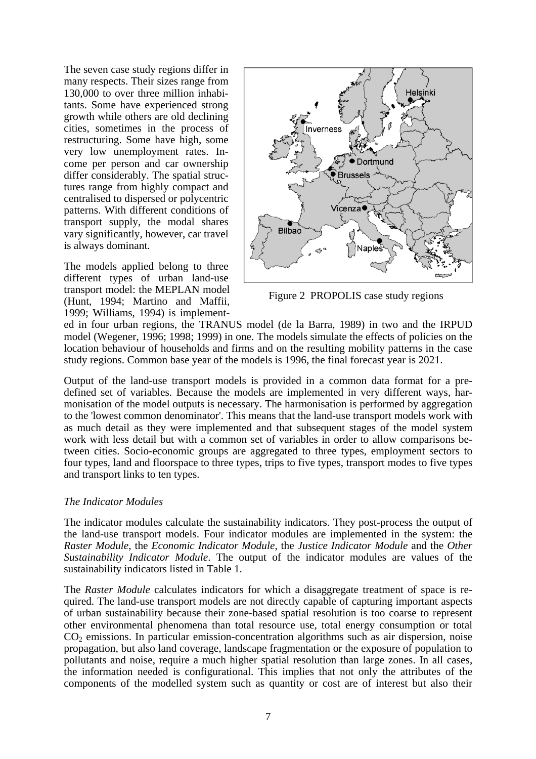The seven case study regions differ in many respects. Their sizes range from 130,000 to over three million inhabitants. Some have experienced strong growth while others are old declining cities, sometimes in the process of restructuring. Some have high, some very low unemployment rates. Income per person and car ownership differ considerably. The spatial structures range from highly compact and centralised to dispersed or polycentric patterns. With different conditions of transport supply, the modal shares vary significantly, however, car travel is always dominant.

Figure 2 PROPOLIS case study regions

The models applied belong to three different types of urban land-use transport model: the MEPLAN model (Hunt, 1994; Martino and Maffii, 1999; Williams, 1994) is implemented in four urban regions, the TRANUS model (de la Barra, 1989) in two and the IRPUD model (Wegener, 1996; 1998; 1999) in one. The models simulate the effects of policies on the location behaviour of households and firms and on the resulting mobility patterns in the case study regions. Common base year of the models is 1996, the final forecast year is 2021.

Output of the land-use transport models is provided in a common data format for a predefined set of variables. Because the models are implemented in very different ways, harmonisation of the model outputs is necessary. The harmonisation is performed by aggregation to the 'lowest common denominator'. This means that the land-use transport models work with as much detail as they were implemented and that subsequent stages of the model system work with less detail but with a common set of variables in order to allow comparisons between cities. Socio-economic groups are aggregated to three types, employment sectors to four types, land and floorspace to three types, trips to five types, transport modes to five types and transport links to ten types.

### *The Indicator Modules*

The indicator modules calculate the sustainability indicators. They post-process the output of the land-use transport models. Four indicator modules are implemented in the system: the *Raster Module*, the *Economic Indicator Module*, the *Justice Indicator Module* and the *Other Sustainability Indicator Module*. The output of the indicator modules are values of the sustainability indicators listed in Table 1.

The *Raster Module* calculates indicators for which a disaggregate treatment of space is required. The land-use transport models are not directly capable of capturing important aspects of urban sustainability because their zone-based spatial resolution is too coarse to represent other environmental phenomena than total resource use, total energy consumption or total $CO_2$ emissions. In particular emission-concentration algorithms such as air dispersion, noise propagation, but also land coverage, landscape fragmentation or the exposure of population to pollutants and noise, require a much higher spatial resolution than large zones. In all cases, the information needed is configurational. This implies that not only the attributes of the components of the modelled system such as quantity or cost are of interest but also their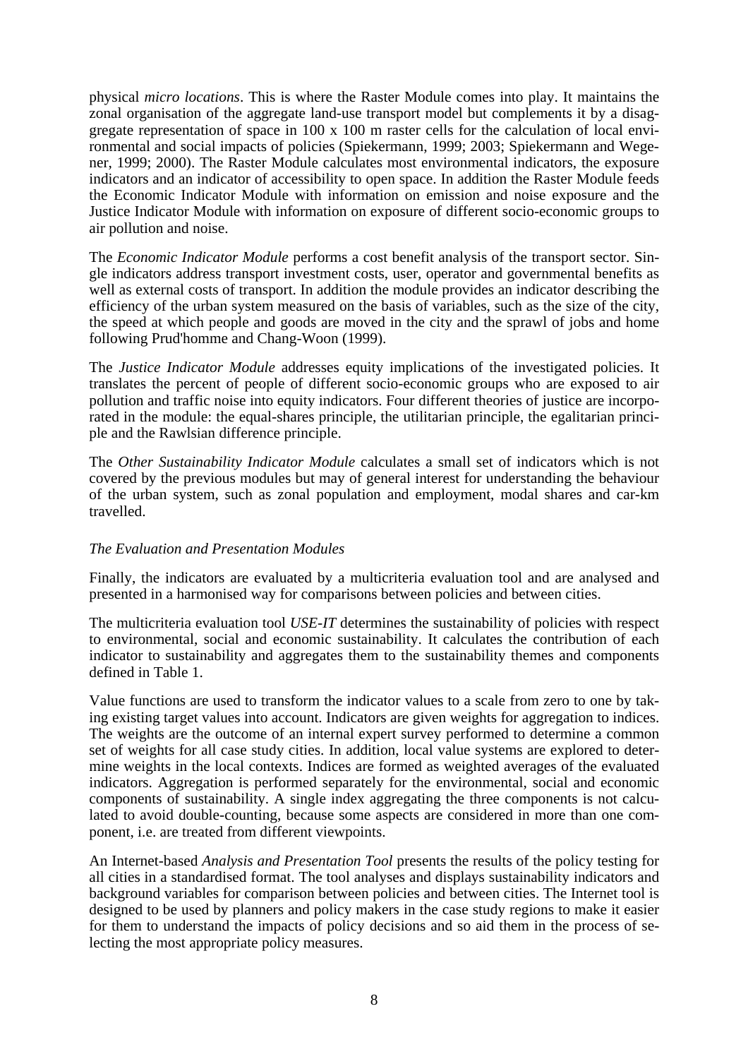physical *micro locations*. This is where the Raster Module comes into play. It maintains the zonal organisation of the aggregate land-use transport model but complements it by a disaggregate representation of space in 100 x 100 m raster cells for the calculation of local environmental and social impacts of policies (Spiekermann, 1999; 2003; Spiekermann and Wegener, 1999; 2000). The Raster Module calculates most environmental indicators, the exposure indicators and an indicator of accessibility to open space. In addition the Raster Module feeds the Economic Indicator Module with information on emission and noise exposure and the Justice Indicator Module with information on exposure of different socio-economic groups to air pollution and noise.

The *Economic Indicator Module* performs a cost benefit analysis of the transport sector. Single indicators address transport investment costs, user, operator and governmental benefits as well as external costs of transport. In addition the module provides an indicator describing the efficiency of the urban system measured on the basis of variables, such as the size of the city, the speed at which people and goods are moved in the city and the sprawl of jobs and home following Prud'homme and Chang-Woon (1999).

The *Justice Indicator Module* addresses equity implications of the investigated policies. It translates the percent of people of different socio-economic groups who are exposed to air pollution and traffic noise into equity indicators. Four different theories of justice are incorporated in the module: the equal-shares principle, the utilitarian principle, the egalitarian principle and the Rawlsian difference principle.

The *Other Sustainability Indicator Module* calculates a small set of indicators which is not covered by the previous modules but may of general interest for understanding the behaviour of the urban system, such as zonal population and employment, modal shares and car-km travelled.

*The Evaluation and Presentation Modules*

Finally, the indicators are evaluated by a multicriteria evaluation tool and are analysed and presented in a harmonised way for comparisons between policies and between cities.

The multicriteria evaluation tool *USE-IT* determines the sustainability of policies with respect to environmental, social and economic sustainability. It calculates the contribution of each indicator to sustainability and aggregates them to the sustainability themes and components defined in Table 1.

Value functions are used to transform the indicator values to a scale from zero to one by taking existing target values into account. Indicators are given weights for aggregation to indices. The weights are the outcome of an internal expert survey performed to determine a common set of weights for all case study cities. In addition, local value systems are explored to determine weights in the local contexts. Indices are formed as weighted averages of the evaluated indicators. Aggregation is performed separately for the environmental, social and economic components of sustainability. A single index aggregating the three components is not calculated to avoid double-counting, because some aspects are considered in more than one component, i.e. are treated from different viewpoints.

An Internet-based *Analysis and Presentation Tool* presents the results of the policy testing for all cities in a standardised format. The tool analyses and displays sustainability indicators and background variables for comparison between policies and between cities. The Internet tool is designed to be used by planners and policy makers in the case study regions to make it easier for them to understand the impacts of policy decisions and so aid them in the process of selecting the most appropriate policy measures.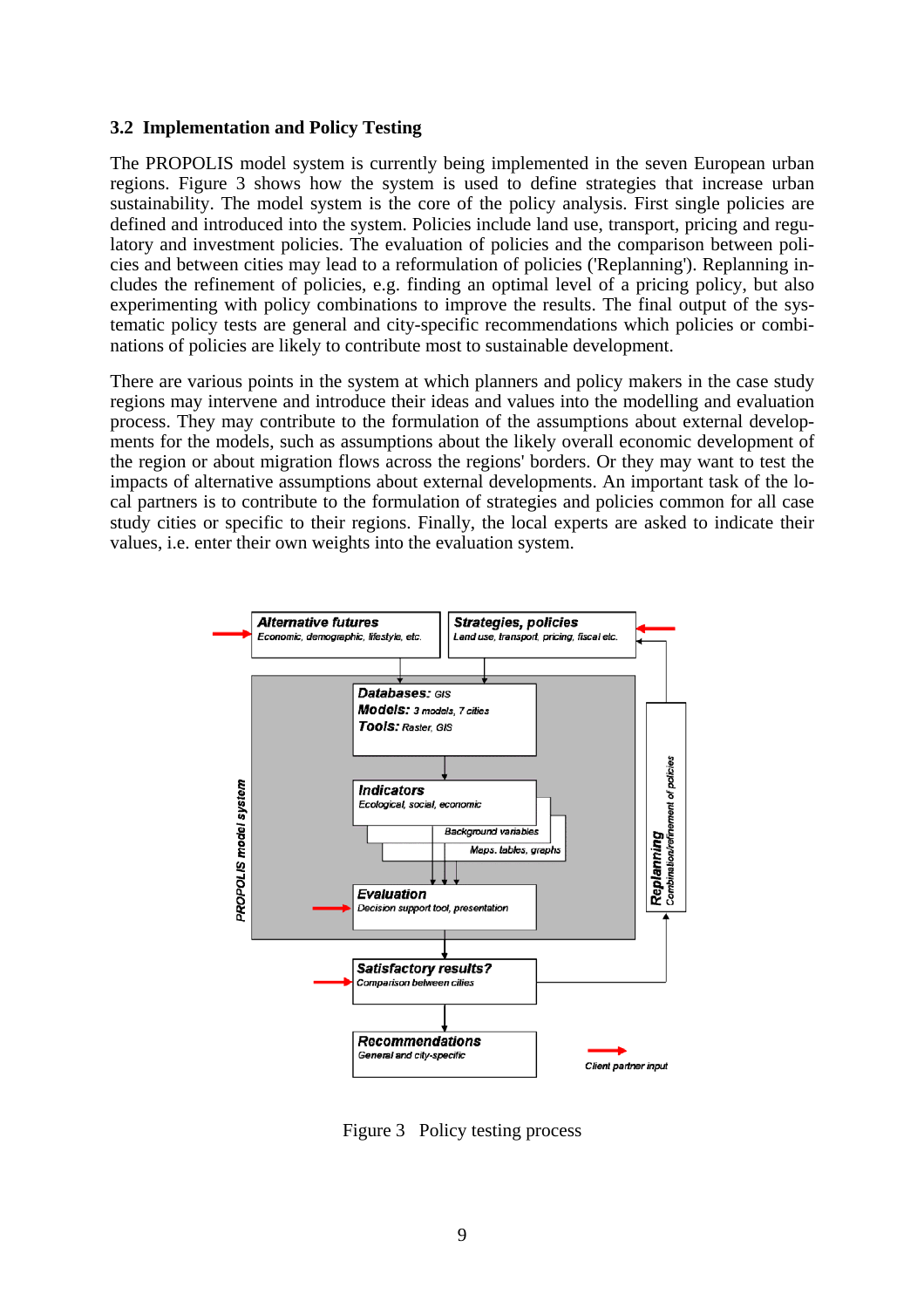### 3.2 Implementation and Policy Testing

The PROPOLIS model system is currently being implemented in the seven European urban regions. Figure 3 shows how the system is used to define strategies that increase urban sustainability. The model system is the core of the policy analysis. First single policies are defined and introduced into the system. Policies include land use, transport, pricing and regulatory and investment policies. The evaluation of policies and the comparison between policies and between cities may lead to a reformulation of policies ('Replanning'). Replanning includes the refinement of policies, e.g. finding an optimal level of a pricing policy, but also experimenting with policy combinations to improve the results. The final output of the systematic policy tests are general and city-specific recommendations which policies or combinations of policies are likely to contribute most to sustainable development.

There are various points in the system at which planners and policy makers in the case study regions may intervene and introduce their ideas and values into the modelling and evaluation process. They may contribute to the formulation of the assumptions about external developments for the models, such as assumptions about the likely overall economic development of the region or about migration flows across the regions' borders. Or they may want to test the impacts of alternative assumptions about external developments. An important task of the local partners is to contribute to the formulation of strategies and policies common for all case study cities or specific to their regions. Finally, the local experts are asked to indicate their values, i.e. enter their own weights into the evaluation system.

**Alternative futures**
Economic, demographic, lifestyle, etc.

**Strategies, policies**
Land use, transport, pricing, fiscal etc.

PROPOLIS model system

**Databases:** GIS
**Models:** 3 models, 7 cities
**Tools:** Raster, GIS

**Indicators**
Ecological, social, economic

Background variables

Maps, tables, graphs

**Evaluation**
Decision support tool, presentation

**Replanning**
Combination/refinement of policies

**Satisfactory results?**
Comparison between cities

**Recommendations**
General and city-specific

Client partner input

Figure 3 Policy testing process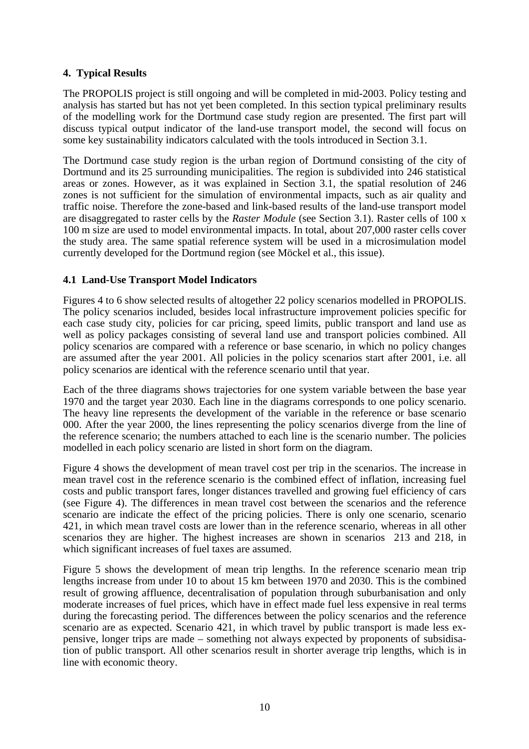## 4. Typical Results

The PROPOLIS project is still ongoing and will be completed in mid-2003. Policy testing and analysis has started but has not yet been completed. In this section typical preliminary results of the modelling work for the Dortmund case study region are presented. The first part will discuss typical output indicator of the land-use transport model, the second will focus on some key sustainability indicators calculated with the tools introduced in Section 3.1.

The Dortmund case study region is the urban region of Dortmund consisting of the city of Dortmund and its 25 surrounding municipalities. The region is subdivided into 246 statistical areas or zones. However, as it was explained in Section 3.1, the spatial resolution of 246 zones is not sufficient for the simulation of environmental impacts, such as air quality and traffic noise. Therefore the zone-based and link-based results of the land-use transport model are disaggregated to raster cells by the *Raster Module* (see Section 3.1). Raster cells of 100 x 100 m size are used to model environmental impacts. In total, about 207,000 raster cells cover the study area. The same spatial reference system will be used in a microsimulation model currently developed for the Dortmund region (see Möckel et al., this issue).

### 4.1 Land-Use Transport Model Indicators

Figures 4 to 6 show selected results of altogether 22 policy scenarios modelled in PROPOLIS. The policy scenarios included, besides local infrastructure improvement policies specific for each case study city, policies for car pricing, speed limits, public transport and land use as well as policy packages consisting of several land use and transport policies combined. All policy scenarios are compared with a reference or base scenario, in which no policy changes are assumed after the year 2001. All policies in the policy scenarios start after 2001, i.e. all policy scenarios are identical with the reference scenario until that year.

Each of the three diagrams shows trajectories for one system variable between the base year 1970 and the target year 2030. Each line in the diagrams corresponds to one policy scenario. The heavy line represents the development of the variable in the reference or base scenario 000. After the year 2000, the lines representing the policy scenarios diverge from the line of the reference scenario; the numbers attached to each line is the scenario number. The policies modelled in each policy scenario are listed in short form on the diagram.

Figure 4 shows the development of mean travel cost per trip in the scenarios. The increase in mean travel cost in the reference scenario is the combined effect of inflation, increasing fuel costs and public transport fares, longer distances travelled and growing fuel efficiency of cars (see Figure 4). The differences in mean travel cost between the scenarios and the reference scenario are indicate the effect of the pricing policies. There is only one scenario, scenario 421, in which mean travel costs are lower than in the reference scenario, whereas in all other scenarios they are higher. The highest increases are shown in scenarios 213 and 218, in which significant increases of fuel taxes are assumed.

Figure 5 shows the development of mean trip lengths. In the reference scenario mean trip lengths increase from under 10 to about 15 km between 1970 and 2030. This is the combined result of growing affluence, decentralisation of population through suburbanisation and only moderate increases of fuel prices, which have in effect made fuel less expensive in real terms during the forecasting period. The differences between the policy scenarios and the reference scenario are as expected. Scenario 421, in which travel by public transport is made less expensive, longer trips are made – something not always expected by proponents of subsidisation of public transport. All other scenarios result in shorter average trip lengths, which is in line with economic theory.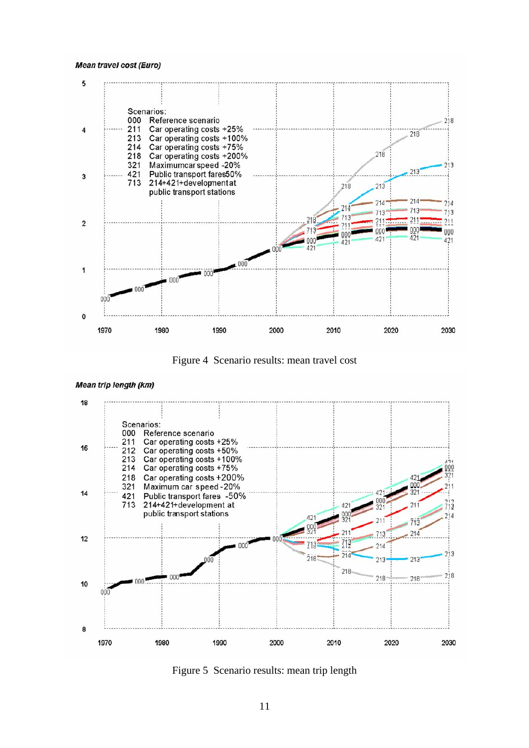Mean travel cost (Euro)

Scenarios:
000 Reference scenario
211 Car operating costs +25%
213 Car operating costs +100%
214 Car operating costs +75%
218 Car operating costs +200%
321 Maximumcar speed -20%
421 Public transport fares50%
713 214+421+development at public transport stations

Figure 4 Scenario results: mean travel cost

Mean trip length (km)

Scenarios:
000 Reference scenario
211 Car operating costs +25%
212 Car operating costs +50%
213 Car operating costs +100%
214 Car operating costs +75%
218 Car operating costs +200%
321 Maximum car speed -20%
421 Public transport fares -50%
713 214+421+development at public transport stations

Figure 5 Scenario results: mean trip length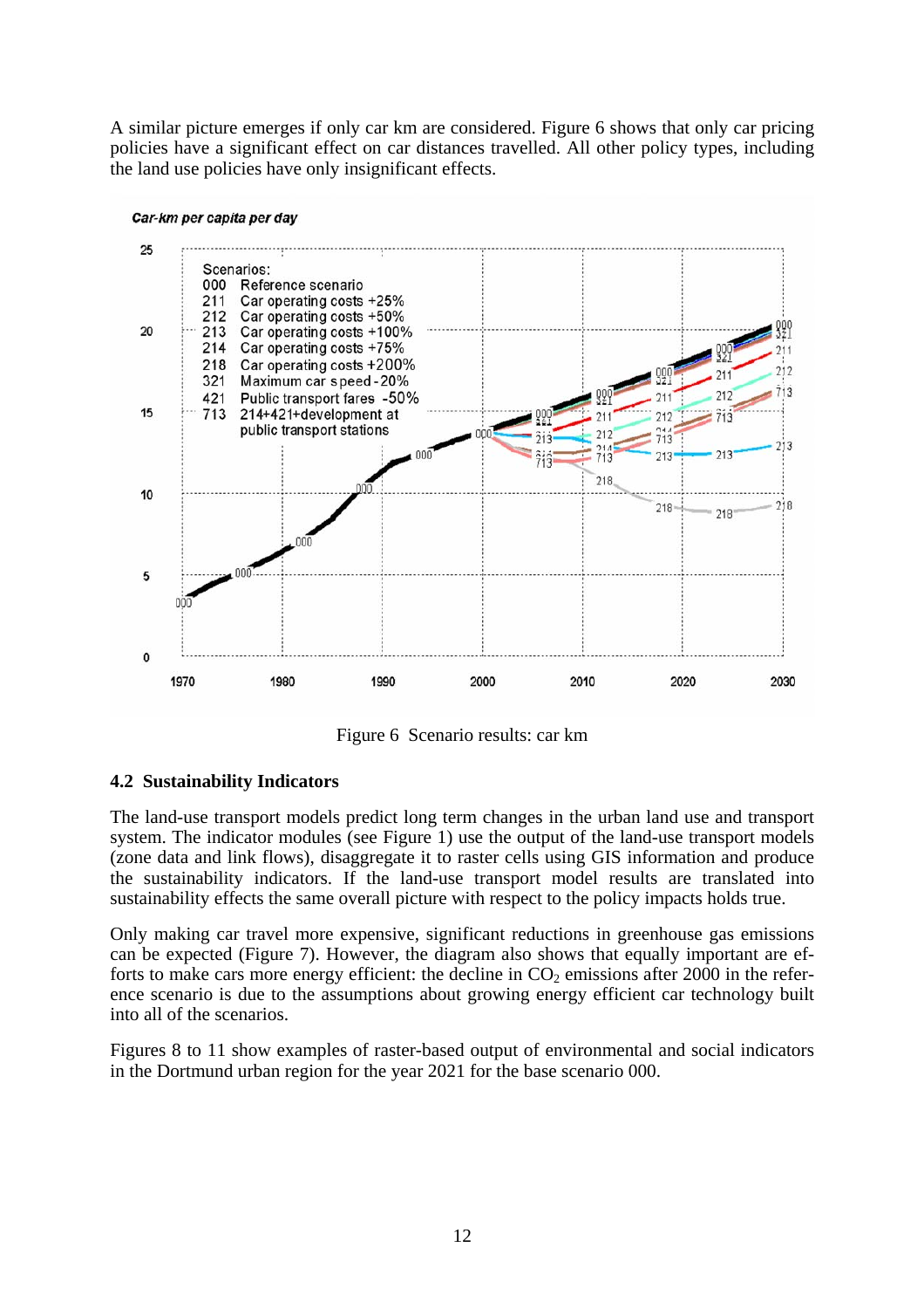A similar picture emerges if only car km are considered. Figure 6 shows that only car pricing policies have a significant effect on car distances travelled. All other policy types, including the land use policies have only insignificant effects.

Figure 6 Scenario results: car km

### 4.2 Sustainability Indicators

The land-use transport models predict long term changes in the urban land use and transport system. The indicator modules (see Figure 1) use the output of the land-use transport models (zone data and link flows), disaggregate it to raster cells using GIS information and produce the sustainability indicators. If the land-use transport model results are translated into sustainability effects the same overall picture with respect to the policy impacts holds true.

Only making car travel more expensive, significant reductions in greenhouse gas emissions can be expected (Figure 7). However, the diagram also shows that equally important are efforts to make cars more energy efficient: the decline in $CO_2$ emissions after 2000 in the reference scenario is due to the assumptions about growing energy efficient car technology built into all of the scenarios.

Figures 8 to 11 show examples of raster-based output of environmental and social indicators in the Dortmund urban region for the year 2021 for the base scenario 000.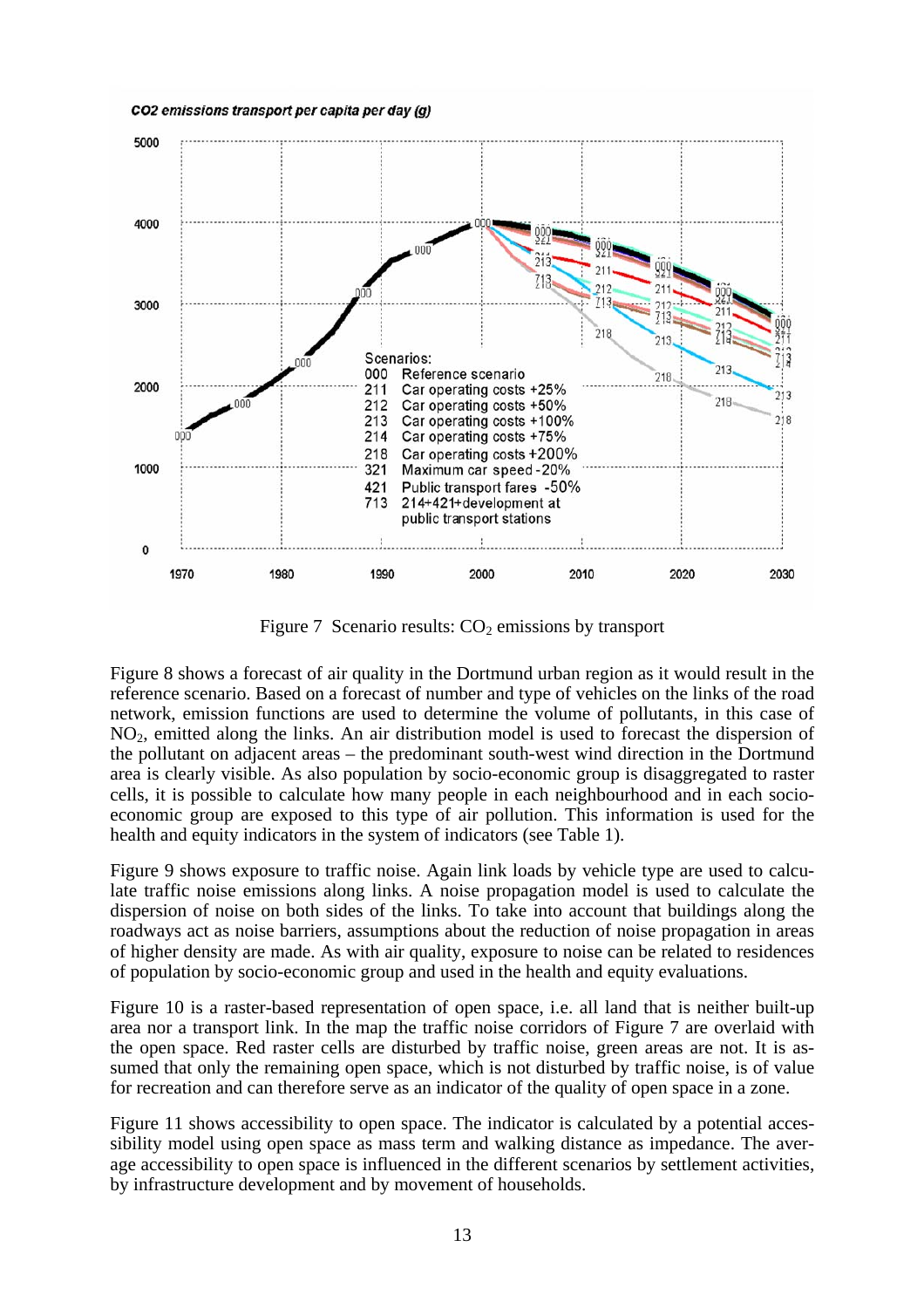CO2 emissions transport per capita per day (g)

5000
4000
3000
2000
1000
0

1970 1980 1990 2000 2010 2020 2030

Scenarios:
000 Reference scenario
211 Car operating costs +25%
212 Car operating costs +50%
213 Car operating costs +100%
214 Car operating costs +75%
218 Car operating costs +200%
321 Maximum car speed -20%
421 Public transport fares -50%
713 214+421+development at public transport stations

Figure 7 Scenario results: $CO_2$ emissions by transport

Figure 8 shows a forecast of air quality in the Dortmund urban region as it would result in the reference scenario. Based on a forecast of number and type of vehicles on the links of the road network, emission functions are used to determine the volume of pollutants, in this case of $NO_2$, emitted along the links. An air distribution model is used to forecast the dispersion of the pollutant on adjacent areas – the predominant south-west wind direction in the Dortmund area is clearly visible. As also population by socio-economic group is disaggregated to raster cells, it is possible to calculate how many people in each neighbourhood and in each socio-economic group are exposed to this type of air pollution. This information is used for the health and equity indicators in the system of indicators (see Table 1).

Figure 9 shows exposure to traffic noise. Again link loads by vehicle type are used to calculate traffic noise emissions along links. A noise propagation model is used to calculate the dispersion of noise on both sides of the links. To take into account that buildings along the roadways act as noise barriers, assumptions about the reduction of noise propagation in areas of higher density are made. As with air quality, exposure to noise can be related to residences of population by socio-economic group and used in the health and equity evaluations.

Figure 10 is a raster-based representation of open space, i.e. all land that is neither built-up area nor a transport link. In the map the traffic noise corridors of Figure 7 are overlaid with the open space. Red raster cells are disturbed by traffic noise, green areas are not. It is assumed that only the remaining open space, which is not disturbed by traffic noise, is of value for recreation and can therefore serve as an indicator of the quality of open space in a zone.

Figure 11 shows accessibility to open space. The indicator is calculated by a potential accessibility model using open space as mass term and walking distance as impedance. The average accessibility to open space is influenced in the different scenarios by settlement activities, by infrastructure development and by movement of households.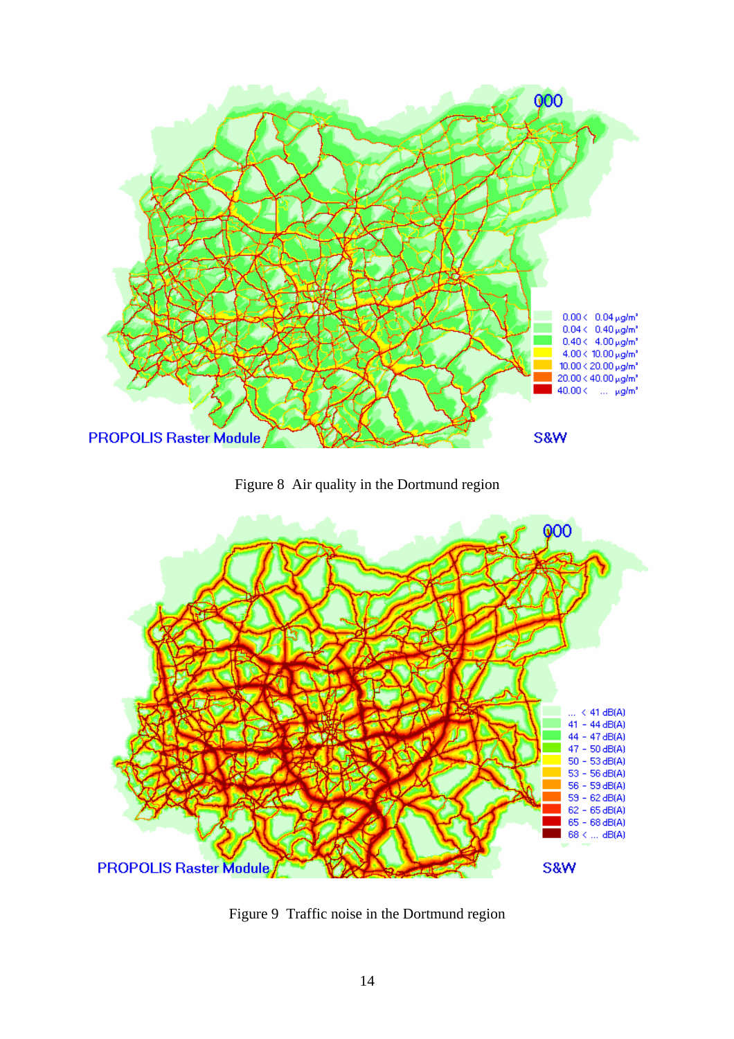Figure 8  Air quality in the Dortmund region

Figure 9  Traffic noise in the Dortmund region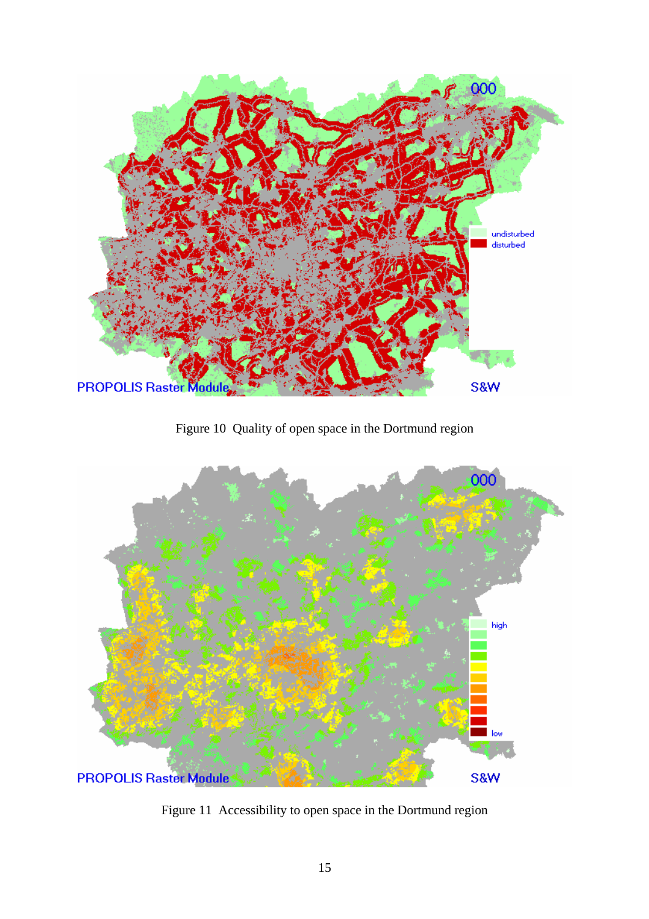Figure 10  Quality of open space in the Dortmund region

Figure 11  Accessibility to open space in the Dortmund region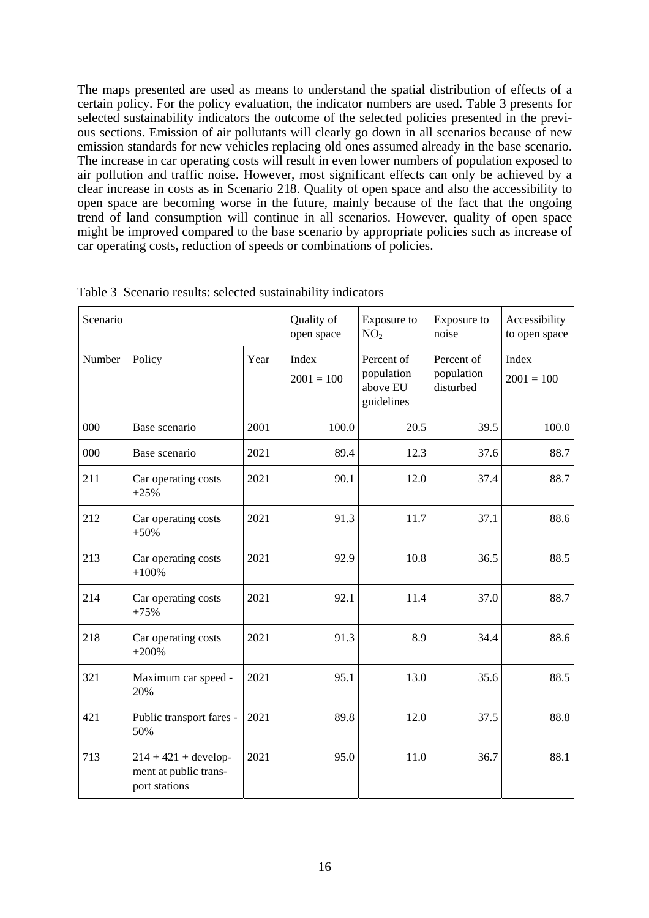The maps presented are used as means to understand the spatial distribution of effects of a certain policy. For the policy evaluation, the indicator numbers are used. Table 3 presents for selected sustainability indicators the outcome of the selected policies presented in the previous sections. Emission of air pollutants will clearly go down in all scenarios because of new emission standards for new vehicles replacing old ones assumed already in the base scenario. The increase in car operating costs will result in even lower numbers of population exposed to air pollution and traffic noise. However, most significant effects can only be achieved by a clear increase in costs as in Scenario 218. Quality of open space and also the accessibility to open space are becoming worse in the future, mainly because of the fact that the ongoing trend of land consumption will continue in all scenarios. However, quality of open space might be improved compared to the base scenario by appropriate policies such as increase of car operating costs, reduction of speeds or combinations of policies.

Table 3 Scenario results: selected sustainability indicators

| Scenario | | | Quality of open space | Exposure to $NO_2$ | Exposure to noise | Accessibility to open space |
|---|---|---|---|---|---|---|
| Number | Policy | Year | Index 2001 = 100 | Percent of population above EU guidelines | Percent of population disturbed | Index 2001 = 100 |
| 000 | Base scenario | 2001 | 100.0 | 20.5 | 39.5 | 100.0 |
| 000 | Base scenario | 2021 | 89.4 | 12.3 | 37.6 | 88.7 |
| 211 | Car operating costs +25% | 2021 | 90.1 | 12.0 | 37.4 | 88.7 |
| 212 | Car operating costs +50% | 2021 | 91.3 | 11.7 | 37.1 | 88.6 |
| 213 | Car operating costs +100% | 2021 | 92.9 | 10.8 | 36.5 | 88.5 |
| 214 | Car operating costs +75% | 2021 | 92.1 | 11.4 | 37.0 | 88.7 |
| 218 | Car operating costs +200% | 2021 | 91.3 | 8.9 | 34.4 | 88.6 |
| 321 | Maximum car speed -20% | 2021 | 95.1 | 13.0 | 35.6 | 88.5 |
| 421 | Public transport fares -50% | 2021 | 89.8 | 12.0 | 37.5 | 88.8 |
| 713 | 214 + 421 + development at public transport stations | 2021 | 95.0 | 11.0 | 36.7 | 88.1 |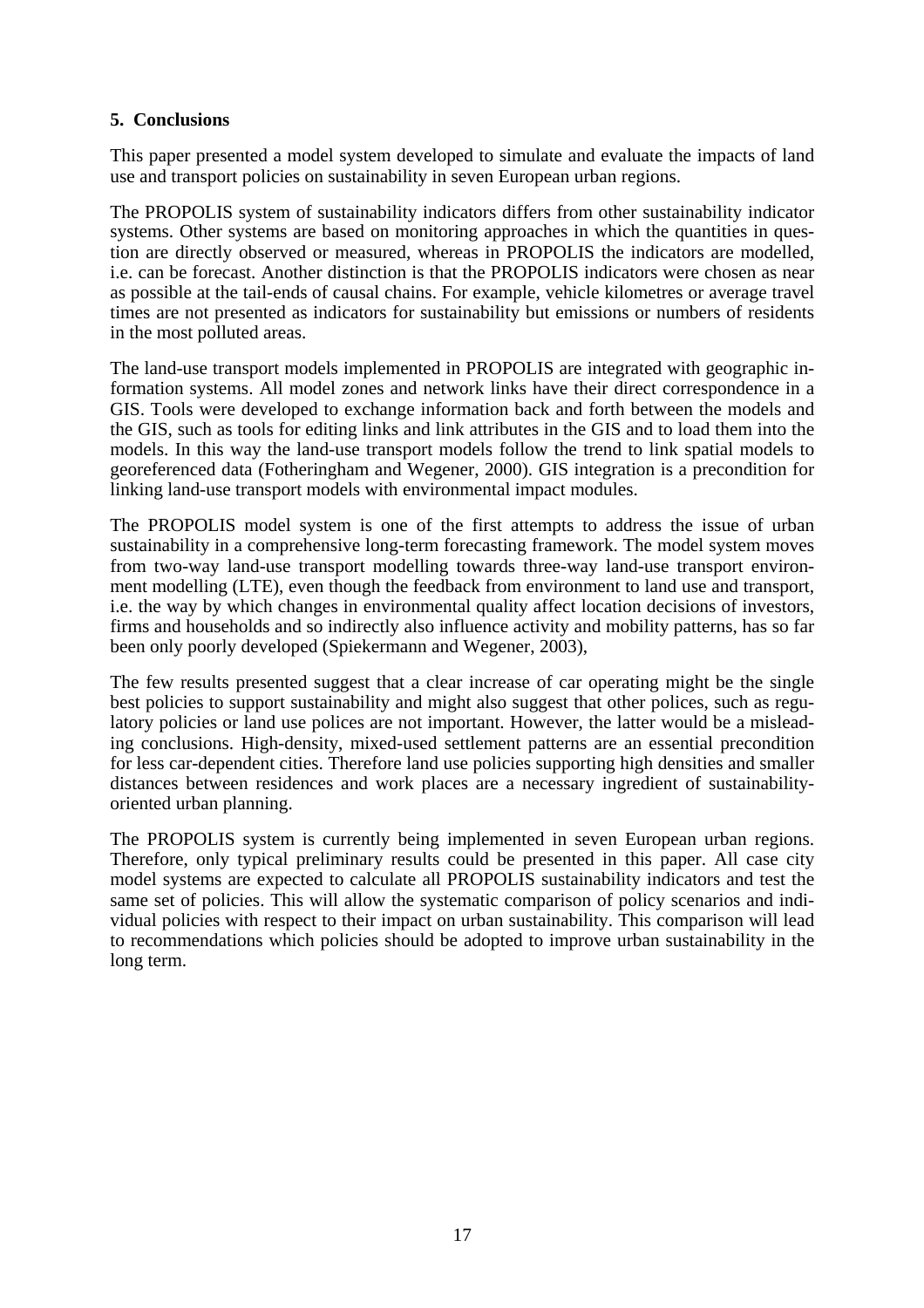## 5. Conclusions

This paper presented a model system developed to simulate and evaluate the impacts of land use and transport policies on sustainability in seven European urban regions.

The PROPOLIS system of sustainability indicators differs from other sustainability indicator systems. Other systems are based on monitoring approaches in which the quantities in question are directly observed or measured, whereas in PROPOLIS the indicators are modelled, i.e. can be forecast. Another distinction is that the PROPOLIS indicators were chosen as near as possible at the tail-ends of causal chains. For example, vehicle kilometres or average travel times are not presented as indicators for sustainability but emissions or numbers of residents in the most polluted areas.

The land-use transport models implemented in PROPOLIS are integrated with geographic information systems. All model zones and network links have their direct correspondence in a GIS. Tools were developed to exchange information back and forth between the models and the GIS, such as tools for editing links and link attributes in the GIS and to load them into the models. In this way the land-use transport models follow the trend to link spatial models to georeferenced data (Fotheringham and Wegener, 2000). GIS integration is a precondition for linking land-use transport models with environmental impact modules.

The PROPOLIS model system is one of the first attempts to address the issue of urban sustainability in a comprehensive long-term forecasting framework. The model system moves from two-way land-use transport modelling towards three-way land-use transport environment modelling (LTE), even though the feedback from environment to land use and transport, i.e. the way by which changes in environmental quality affect location decisions of investors, firms and households and so indirectly also influence activity and mobility patterns, has so far been only poorly developed (Spiekermann and Wegener, 2003),

The few results presented suggest that a clear increase of car operating might be the single best policies to support sustainability and might also suggest that other polices, such as regulatory policies or land use polices are not important. However, the latter would be a misleading conclusions. High-density, mixed-used settlement patterns are an essential precondition for less car-dependent cities. Therefore land use policies supporting high densities and smaller distances between residences and work places are a necessary ingredient of sustainability-oriented urban planning.

The PROPOLIS system is currently being implemented in seven European urban regions. Therefore, only typical preliminary results could be presented in this paper. All case city model systems are expected to calculate all PROPOLIS sustainability indicators and test the same set of policies. This will allow the systematic comparison of policy scenarios and individual policies with respect to their impact on urban sustainability. This comparison will lead to recommendations which policies should be adopted to improve urban sustainability in the long term.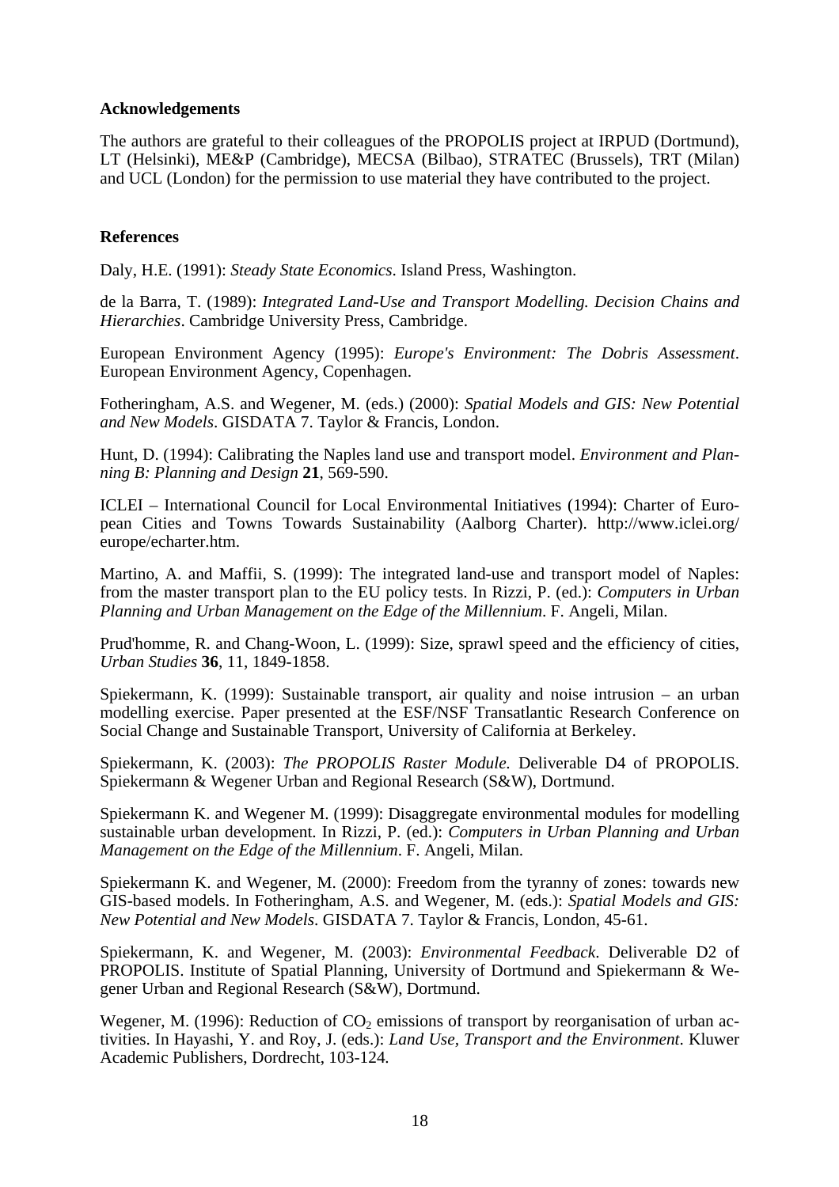**Acknowledgements**

The authors are grateful to their colleagues of the PROPOLIS project at IRPUD (Dortmund), LT (Helsinki), ME&P (Cambridge), MECSA (Bilbao), STRATEC (Brussels), TRT (Milan) and UCL (London) for the permission to use material they have contributed to the project.

**References**

Daly, H.E. (1991): *Steady State Economics*. Island Press, Washington.

de la Barra, T. (1989): *Integrated Land-Use and Transport Modelling. Decision Chains and Hierarchies*. Cambridge University Press, Cambridge.

European Environment Agency (1995): *Europe's Environment: The Dobris Assessment*. European Environment Agency, Copenhagen.

Fotheringham, A.S. and Wegener, M. (eds.) (2000): *Spatial Models and GIS: New Potential and New Models*. GISDATA 7. Taylor & Francis, London.

Hunt, D. (1994): Calibrating the Naples land use and transport model. *Environment and Planning B: Planning and Design* **21**, 569-590.

ICLEI – International Council for Local Environmental Initiatives (1994): Charter of European Cities and Towns Towards Sustainability (Aalborg Charter). http://www.iclei.org/europe/echarter.htm.

Martino, A. and Maffii, S. (1999): The integrated land-use and transport model of Naples: from the master transport plan to the EU policy tests. In Rizzi, P. (ed.): *Computers in Urban Planning and Urban Management on the Edge of the Millennium*. F. Angeli, Milan.

Prud'homme, R. and Chang-Woon, L. (1999): Size, sprawl speed and the efficiency of cities, *Urban Studies* **36**, 11, 1849-1858.

Spiekermann, K. (1999): Sustainable transport, air quality and noise intrusion – an urban modelling exercise. Paper presented at the ESF/NSF Transatlantic Research Conference on Social Change and Sustainable Transport, University of California at Berkeley.

Spiekermann, K. (2003): *The PROPOLIS Raster Module.* Deliverable D4 of PROPOLIS. Spiekermann & Wegener Urban and Regional Research (S&W), Dortmund.

Spiekermann K. and Wegener M. (1999): Disaggregate environmental modules for modelling sustainable urban development. In Rizzi, P. (ed.): *Computers in Urban Planning and Urban Management on the Edge of the Millennium*. F. Angeli, Milan.

Spiekermann K. and Wegener, M. (2000): Freedom from the tyranny of zones: towards new GIS-based models. In Fotheringham, A.S. and Wegener, M. (eds.): *Spatial Models and GIS: New Potential and New Models*. GISDATA 7. Taylor & Francis, London, 45-61.

Spiekermann, K. and Wegener, M. (2003): *Environmental Feedback*. Deliverable D2 of PROPOLIS. Institute of Spatial Planning, University of Dortmund and Spiekermann & Wegener Urban and Regional Research (S&W), Dortmund.

Wegener, M. (1996): Reduction of $CO_2$ emissions of transport by reorganisation of urban activities. In Hayashi, Y. and Roy, J. (eds.): *Land Use, Transport and the Environment*. Kluwer Academic Publishers, Dordrecht, 103-124.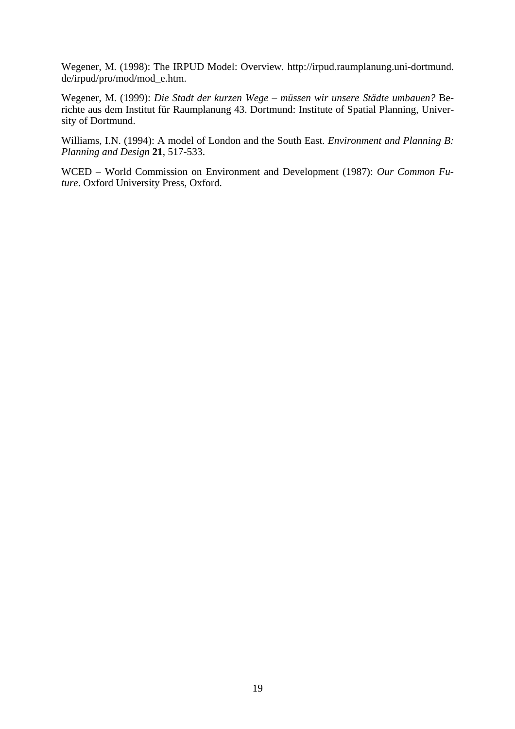Wegener, M. (1998): The IRPUD Model: Overview. http://irpud.raumplanung.uni-dortmund.de/irpud/pro/mod/mod_e.htm.

Wegener, M. (1999): *Die Stadt der kurzen Wege – müssen wir unsere Städte umbauen?* Berichte aus dem Institut für Raumplanung 43. Dortmund: Institute of Spatial Planning, University of Dortmund.

Williams, I.N. (1994): A model of London and the South East. *Environment and Planning B: Planning and Design* **21**, 517-533.

WCED – World Commission on Environment and Development (1987): *Our Common Future*. Oxford University Press, Oxford.